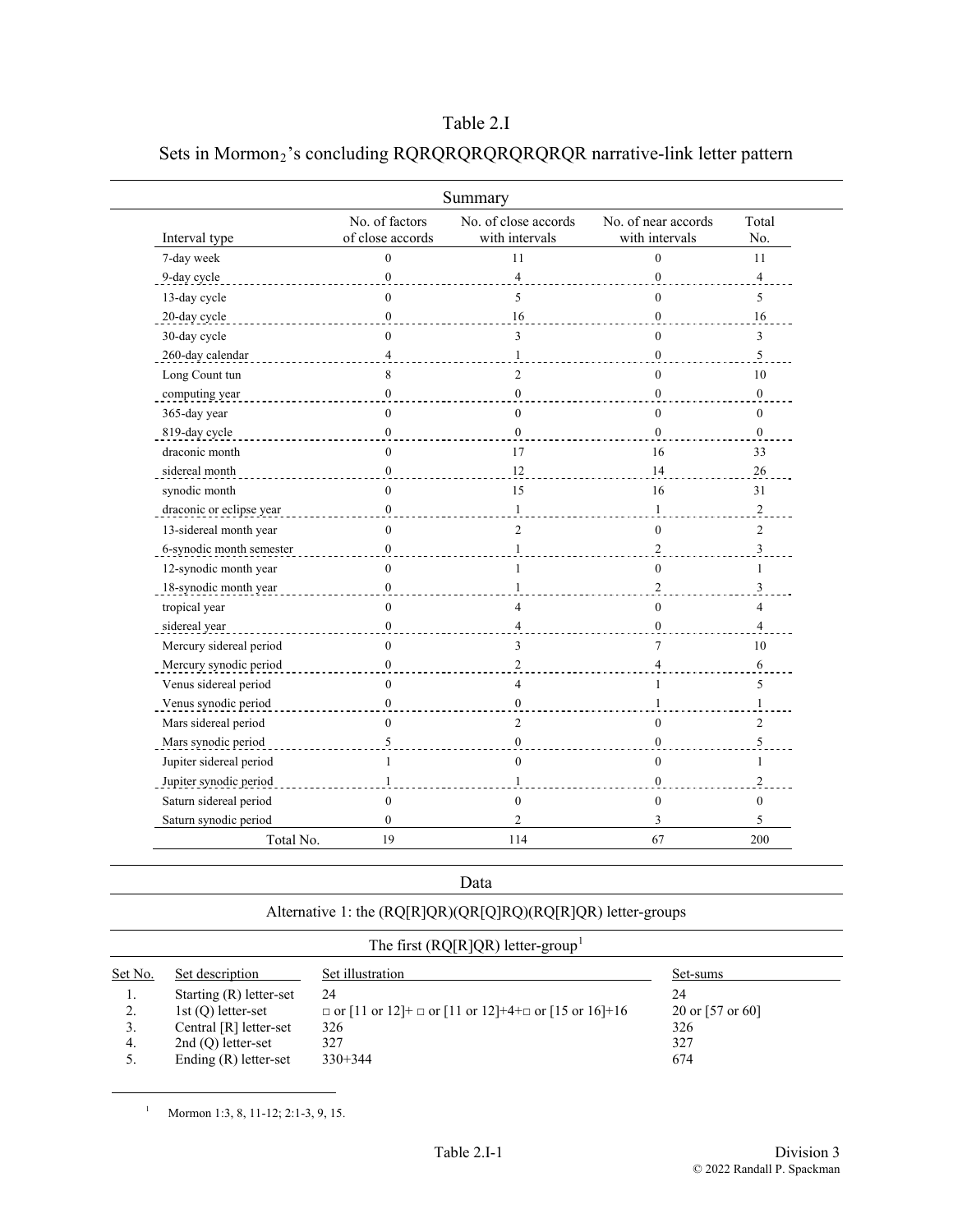# Table 2.I

## Sets in Mormon$_2$'s concluding RQRQRQRQRQRQRQR narrative-link letter pattern

### Summary

| Interval type | No. of factors of close accords | No. of close accords with intervals | No. of near accords with intervals | Total No. |
|---|---|---|---|---|
| 7-day week | 0 | 11 | 0 | 11 |
| 9-day cycle | 0 | 4 | 0 | 4 |
| 13-day cycle | 0 | 5 | 0 | 5 |
| 20-day cycle | 0 | 16 | 0 | 16 |
| 30-day cycle | 0 | 3 | 0 | 3 |
| 260-day calendar | 4 | 1 | 0 | 5 |
| Long Count tun | 8 | 2 | 0 | 10 |
| computing year | 0 | 0 | 0 | 0 |
| 365-day year | 0 | 0 | 0 | 0 |
| 819-day cycle | 0 | 0 | 0 | 0 |
| draconic month | 0 | 17 | 16 | 33 |
| sidereal month | 0 | 12 | 14 | 26 |
| synodic month | 0 | 15 | 16 | 31 |
| draconic or eclipse year | 0 | 1 | 1 | 2 |
| 13-sidereal month year | 0 | 2 | 0 | 2 |
| 6-synodic month semester | 0 | 1 | 2 | 3 |
| 12-synodic month year | 0 | 1 | 0 | 1 |
| 18-synodic month year | 0 | 1 | 2 | 3 |
| tropical year | 0 | 4 | 0 | 4 |
| sidereal year | 0 | 4 | 0 | 4 |
| Mercury sidereal period | 0 | 3 | 7 | 10 |
| Mercury synodic period | 0 | 2 | 4 | 6 |
| Venus sidereal period | 0 | 4 | 1 | 5 |
| Venus synodic period | 0 | 0 | 1 | 1 |
| Mars sidereal period | 0 | 2 | 0 | 2 |
| Mars synodic period | 5 | 0 | 0 | 5 |
| Jupiter sidereal period | 1 | 0 | 0 | 1 |
| Jupiter synodic period | 1 | 1 | 0 | 2 |
| Saturn sidereal period | 0 | 0 | 0 | 0 |
| Saturn synodic period | 0 | 2 | 3 | 5 |
| Total No. | 19 | 114 | 67 | 200 |

### Data

#### Alternative 1: the (RQ[R]QR)(QR[Q]RQ)(RQ[R]QR) letter-groups

##### The first (RQ[R]QR) letter-group[1]

| Set No. | Set description | Set illustration | Set-sums |
|---|---|---|---|
| 1. | Starting (R) letter-set | 24 | 24 |
| 2. | 1st (Q) letter-set | □ or [11 or 12]+ □ or [11 or 12]+4+□ or [15 or 16]+16 | 20 or [57 or 60] |
| 3. | Central [R] letter-set | 326 | 326 |
| 4. | 2nd (Q) letter-set | 327 | 327 |
| 5. | Ending (R) letter-set | 330+344 | 674 |

[1] Mormon 1:3, 8, 11-12; 2:1-3, 9, 15.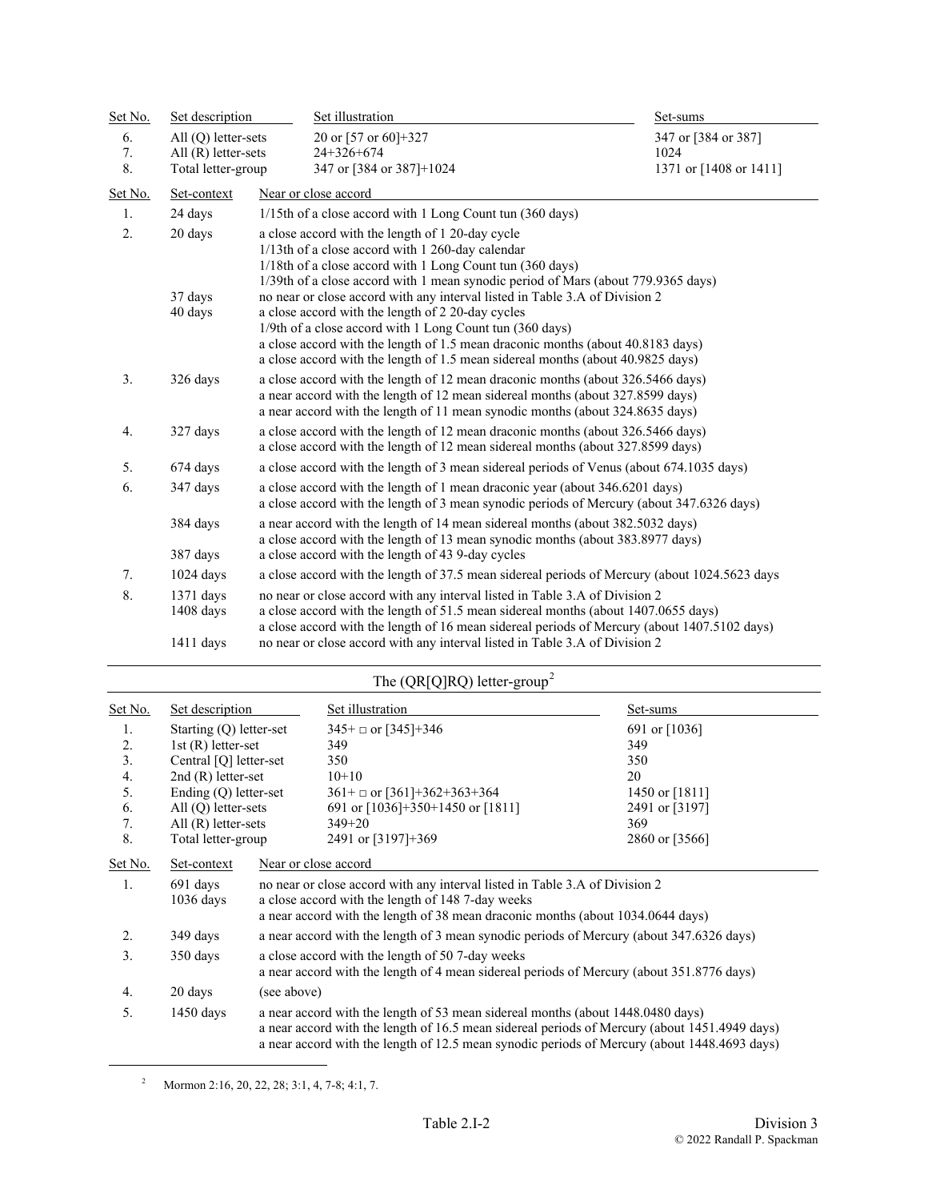| Set No. | Set description | Set illustration | Set-sums |
|---|---|---|---|
| 6. | All (Q) letter-sets | 20 or [57 or 60]+327 | 347 or [384 or 387] |
| 7. | All (R) letter-sets | 24+326+674 | 1024 |
| 8. | Total letter-group | 347 or [384 or 387]+1024 | 1371 or [1408 or 1411] |

| Set No. | Set-context | Near or close accord |
|---|---|---|
| 1. | 24 days | 1/15th of a close accord with 1 Long Count tun (360 days) |
| 2. | 20 days | a close accord with the length of 1 20-day cycle<br>1/13th of a close accord with 1 260-day calendar<br>1/18th of a close accord with 1 Long Count tun (360 days)<br>1/39th of a close accord with 1 mean synodic period of Mars (about 779.9365 days) |
| | 37 days | no near or close accord with any interval listed in Table 3.A of Division 2 |
| | 40 days | a close accord with the length of 2 20-day cycles<br>1/9th of a close accord with 1 Long Count tun (360 days)<br>a close accord with the length of 1.5 mean draconic months (about 40.8183 days)<br>a close accord with the length of 1.5 mean sidereal months (about 40.9825 days) |
| 3. | 326 days | a close accord with the length of 12 mean draconic months (about 326.5466 days)<br>a near accord with the length of 12 mean sidereal months (about 327.8599 days)<br>a near accord with the length of 11 mean synodic months (about 324.8635 days) |
| 4. | 327 days | a close accord with the length of 12 mean draconic months (about 326.5466 days)<br>a close accord with the length of 12 mean sidereal months (about 327.8599 days) |
| 5. | 674 days | a close accord with the length of 3 mean sidereal periods of Venus (about 674.1035 days) |
| 6. | 347 days | a close accord with the length of 1 mean draconic year (about 346.6201 days)<br>a close accord with the length of 3 mean synodic periods of Mercury (about 347.6326 days) |
| | 384 days | a near accord with the length of 14 mean sidereal months (about 382.5032 days)<br>a close accord with the length of 13 mean synodic months (about 383.8977 days) |
| | 387 days | a close accord with the length of 43 9-day cycles |
| 7. | 1024 days | a close accord with the length of 37.5 mean sidereal periods of Mercury (about 1024.5623 days |
| 8. | 1371 days | no near or close accord with any interval listed in Table 3.A of Division 2 |
| | 1408 days | a close accord with the length of 51.5 mean sidereal months (about 1407.0655 days)<br>a close accord with the length of 16 mean sidereal periods of Mercury (about 1407.5102 days) |
| | 1411 days | no near or close accord with any interval listed in Table 3.A of Division 2 |

## The (QR[Q]RQ) letter-group[2]

| Set No. | Set description | Set illustration | Set-sums |
|---|---|---|---|
| 1. | Starting (Q) letter-set | 345+ □ or [345]+346 | 691 or [1036] |
| 2. | 1st (R) letter-set | 349 | 349 |
| 3. | Central [Q] letter-set | 350 | 350 |
| 4. | 2nd (R) letter-set | 10+10 | 20 |
| 5. | Ending (Q) letter-set | 361+ □ or [361]+362+363+364 | 1450 or [1811] |
| 6. | All (Q) letter-sets | 691 or [1036]+350+1450 or [1811] | 2491 or [3197] |
| 7. | All (R) letter-sets | 349+20 | 369 |
| 8. | Total letter-group | 2491 or [3197]+369 | 2860 or [3566] |

| Set No. | Set-context | Near or close accord |
|---|---|---|
| 1. | 691 days | no near or close accord with any interval listed in Table 3.A of Division 2 |
| | 1036 days | a close accord with the length of 148 7-day weeks<br>a near accord with the length of 38 mean draconic months (about 1034.0644 days) |
| 2. | 349 days | a near accord with the length of 3 mean synodic periods of Mercury (about 347.6326 days) |
| 3. | 350 days | a close accord with the length of 50 7-day weeks<br>a near accord with the length of 4 mean sidereal periods of Mercury (about 351.8776 days) |
| 4. | 20 days | (see above) |
| 5. | 1450 days | a near accord with the length of 53 mean sidereal months (about 1448.0480 days)<br>a near accord with the length of 16.5 mean sidereal periods of Mercury (about 1451.4949 days)<br>a near accord with the length of 12.5 mean synodic periods of Mercury (about 1448.4693 days) |

[2] Mormon 2:16, 20, 22, 28; 3:1, 4, 7-8; 4:1, 7.

Table 2.I-2 Division 3

© 2022 Randall P. Spackman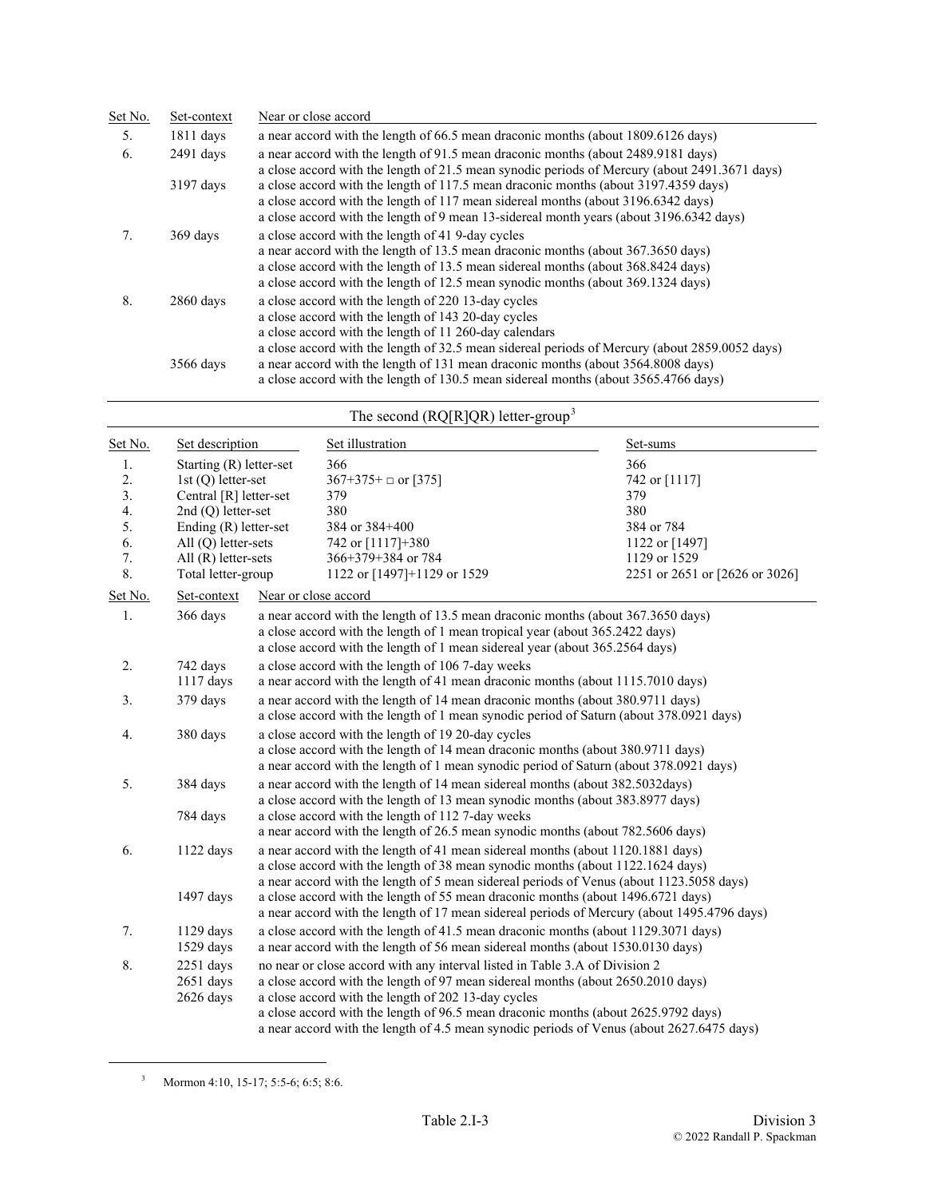| Set No. | Set-context | Near or close accord |
|---|---|---|
| 5. | 1811 days | a near accord with the length of 66.5 mean draconic months (about 1809.6126 days) |
| 6. | 2491 days | a near accord with the length of 91.5 mean draconic months (about 2489.9181 days) |
| | | a close accord with the length of 21.5 mean synodic periods of Mercury (about 2491.3671 days) |
| | 3197 days | a close accord with the length of 117.5 mean draconic months (about 3197.4359 days) |
| | | a close accord with the length of 117 mean sidereal months (about 3196.6342 days) |
| | | a close accord with the length of 9 mean 13-sidereal month years (about 3196.6342 days) |
| 7. | 369 days | a close accord with the length of 41 9-day cycles |
| | | a near accord with the length of 13.5 mean draconic months (about 367.3650 days) |
| | | a close accord with the length of 13.5 mean sidereal months (about 368.8424 days) |
| | | a close accord with the length of 12.5 mean synodic months (about 369.1324 days) |
| 8. | 2860 days | a close accord with the length of 220 13-day cycles |
| | | a close accord with the length of 143 20-day cycles |
| | | a close accord with the length of 11 260-day calendars |
| | | a close accord with the length of 32.5 mean sidereal periods of Mercury (about 2859.0052 days) |
| | 3566 days | a near accord with the length of 131 mean draconic months (about 3564.8008 days) |
| | | a close accord with the length of 130.5 mean sidereal months (about 3565.4766 days) |

The second (RQ[R]QR) letter-group[3]

| Set No. | Set description | Set illustration | Set-sums |
|---|---|---|---|
| 1. | Starting (R) letter-set | 366 | 366 |
| 2. | 1st (Q) letter-set | 367+375+ □ or [375] | 742 or [1117] |
| 3. | Central [R] letter-set | 379 | 379 |
| 4. | 2nd (Q) letter-set | 380 | 380 |
| 5. | Ending (R) letter-set | 384 or 384+400 | 384 or 784 |
| 6. | All (Q) letter-sets | 742 or [1117]+380 | 1122 or [1497] |
| 7. | All (R) letter-sets | 366+379+384 or 784 | 1129 or 1529 |
| 8. | Total letter-group | 1122 or [1497]+1129 or 1529 | 2251 or 2651 or [2626 or 3026] |

| Set No. | Set-context | Near or close accord |
|---|---|---|
| 1. | 366 days | a near accord with the length of 13.5 mean draconic months (about 367.3650 days) |
| | | a close accord with the length of 1 mean tropical year (about 365.2422 days) |
| | | a close accord with the length of 1 mean sidereal year (about 365.2564 days) |
| 2. | 742 days | a close accord with the length of 106 7-day weeks |
| | 1117 days | a near accord with the length of 41 mean draconic months (about 1115.7010 days) |
| 3. | 379 days | a near accord with the length of 14 mean draconic months (about 380.9711 days) |
| | | a close accord with the length of 1 mean synodic period of Saturn (about 378.0921 days) |
| 4. | 380 days | a close accord with the length of 19 20-day cycles |
| | | a close accord with the length of 14 mean draconic months (about 380.9711 days) |
| | | a near accord with the length of 1 mean synodic period of Saturn (about 378.0921 days) |
| 5. | 384 days | a near accord with the length of 14 mean sidereal months (about 382.5032days) |
| | | a close accord with the length of 13 mean synodic months (about 383.8977 days) |
| | 784 days | a close accord with the length of 112 7-day weeks |
| | | a near accord with the length of 26.5 mean synodic months (about 782.5606 days) |
| 6. | 1122 days | a near accord with the length of 41 mean sidereal months (about 1120.1881 days) |
| | | a close accord with the length of 38 mean synodic months (about 1122.1624 days) |
| | | a near accord with the length of 5 mean sidereal periods of Venus (about 1123.5058 days) |
| | 1497 days | a close accord with the length of 55 mean draconic months (about 1496.6721 days) |
| | | a near accord with the length of 17 mean sidereal periods of Mercury (about 1495.4796 days) |
| 7. | 1129 days | a close accord with the length of 41.5 mean draconic months (about 1129.3071 days) |
| | 1529 days | a near accord with the length of 56 mean sidereal months (about 1530.0130 days) |
| 8. | 2251 days | no near or close accord with any interval listed in Table 3.A of Division 2 |
| | 2651 days | a close accord with the length of 97 mean sidereal months (about 2650.2010 days) |
| | 2626 days | a close accord with the length of 202 13-day cycles |
| | | a close accord with the length of 96.5 mean draconic months (about 2625.9792 days) |
| | | a near accord with the length of 4.5 mean synodic periods of Venus (about 2627.6475 days) |

[3] Mormon 4:10, 15-17; 5:5-6; 6:5; 8:6.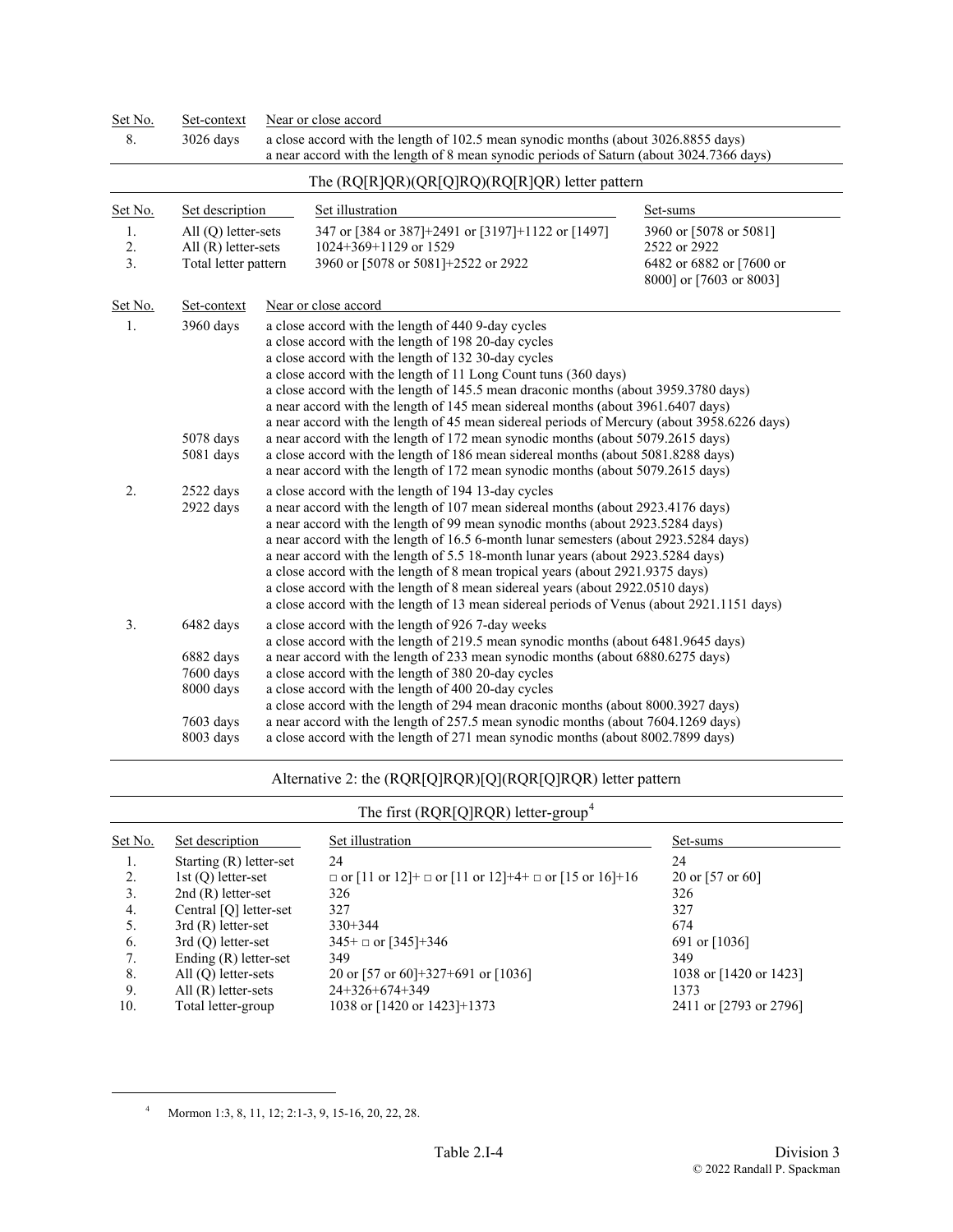| Set No. | Set-context | Near or close accord |
|---|---|---|
| 8. | 3026 days | a close accord with the length of 102.5 mean synodic months (about 3026.8855 days)<br>a near accord with the length of 8 mean synodic periods of Saturn (about 3024.7366 days) |

### The (RQ[R]QR)(QR[Q]RQ)(RQ[R]QR) letter pattern

| Set No. | Set description | Set illustration | Set-sums |
|---|---|---|---|
| 1. | All (Q) letter-sets | 347 or [384 or 387]+2491 or [3197]+1122 or [1497] | 3960 or [5078 or 5081] |
| 2. | All (R) letter-sets | 1024+369+1129 or 1529 | 2522 or 2922 |
| 3. | Total letter pattern | 3960 or [5078 or 5081]+2522 or 2922 | 6482 or 6882 or [7600 or 8000] or [7603 or 8003] |

| Set No. | Set-context | Near or close accord |
|---|---|---|
| 1. | 3960 days | a close accord with the length of 440 9-day cycles<br>a close accord with the length of 198 20-day cycles<br>a close accord with the length of 132 30-day cycles<br>a close accord with the length of 11 Long Count tuns (360 days)<br>a close accord with the length of 145.5 mean draconic months (about 3959.3780 days)<br>a near accord with the length of 145 mean sidereal months (about 3961.6407 days)<br>a near accord with the length of 45 mean sidereal periods of Mercury (about 3958.6226 days) |
| | 5078 days | a near accord with the length of 172 mean synodic months (about 5079.2615 days) |
| | 5081 days | a close accord with the length of 186 mean sidereal months (about 5081.8288 days)<br>a near accord with the length of 172 mean synodic months (about 5079.2615 days) |
| 2. | 2522 days | a close accord with the length of 194 13-day cycles |
| | 2922 days | a near accord with the length of 107 mean sidereal months (about 2923.4176 days)<br>a near accord with the length of 99 mean synodic months (about 2923.5284 days)<br>a near accord with the length of 16.5 6-month lunar semesters (about 2923.5284 days)<br>a near accord with the length of 5.5 18-month lunar years (about 2923.5284 days)<br>a close accord with the length of 8 mean tropical years (about 2921.9375 days)<br>a close accord with the length of 8 mean sidereal years (about 2922.0510 days)<br>a close accord with the length of 13 mean sidereal periods of Venus (about 2921.1151 days) |
| 3. | 6482 days | a close accord with the length of 926 7-day weeks<br>a close accord with the length of 219.5 mean synodic months (about 6481.9645 days) |
| | 6882 days | a near accord with the length of 233 mean synodic months (about 6880.6275 days) |
| | 7600 days | a close accord with the length of 380 20-day cycles |
| | 8000 days | a close accord with the length of 400 20-day cycles<br>a close accord with the length of 294 mean draconic months (about 8000.3927 days) |
| | 7603 days | a near accord with the length of 257.5 mean synodic months (about 7604.1269 days) |
| | 8003 days | a close accord with the length of 271 mean synodic months (about 8002.7899 days) |

### Alternative 2: the (RQR[Q]RQR)[Q](RQR[Q]RQR) letter pattern

#### The first (RQR[Q]RQR) letter-group[4]

| Set No. | Set description | Set illustration | Set-sums |
|---|---|---|---|
| 1. | Starting (R) letter-set | 24 | 24 |
| 2. | 1st (Q) letter-set | □ or [11 or 12]+ □ or [11 or 12]+4+ □ or [15 or 16]+16 | 20 or [57 or 60] |
| 3. | 2nd (R) letter-set | 326 | 326 |
| 4. | Central [Q] letter-set | 327 | 327 |
| 5. | 3rd (R) letter-set | 330+344 | 674 |
| 6. | 3rd (Q) letter-set | 345+ □ or [345]+346 | 691 or [1036] |
| 7. | Ending (R) letter-set | 349 | 349 |
| 8. | All (Q) letter-sets | 20 or [57 or 60]+327+691 or [1036] | 1038 or [1420 or 1423] |
| 9. | All (R) letter-sets | 24+326+674+349 | 1373 |
| 10. | Total letter-group | 1038 or [1420 or 1423]+1373 | 2411 or [2793 or 2796] |

[4] Mormon 1:3, 8, 11, 12; 2:1-3, 9, 15-16, 20, 22, 28.

Table 2.I-4 Division 3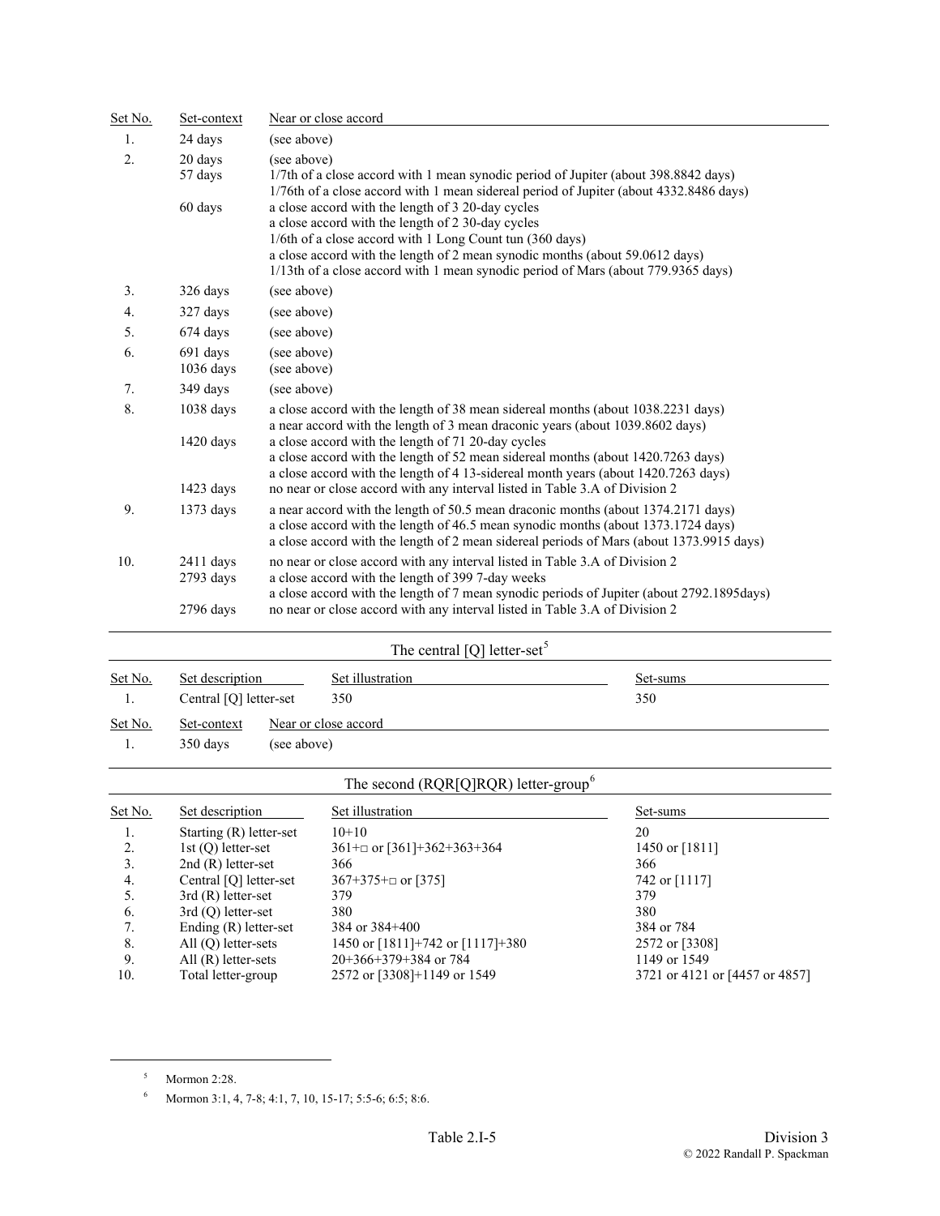| Set No. | Set-context | Near or close accord |
|---|---|---|
| 1. | 24 days | (see above) |
| 2. | 20 days | (see above) |
| | 57 days | 1/7th of a close accord with 1 mean synodic period of Jupiter (about 398.8842 days) |
| | | 1/76th of a close accord with 1 mean sidereal period of Jupiter (about 4332.8486 days) |
| | 60 days | a close accord with the length of 3 20-day cycles |
| | | a close accord with the length of 2 30-day cycles |
| | | 1/6th of a close accord with 1 Long Count tun (360 days) |
| | | a close accord with the length of 2 mean synodic months (about 59.0612 days) |
| | | 1/13th of a close accord with 1 mean synodic period of Mars (about 779.9365 days) |
| 3. | 326 days | (see above) |
| 4. | 327 days | (see above) |
| 5. | 674 days | (see above) |
| 6. | 691 days | (see above) |
| | 1036 days | (see above) |
| 7. | 349 days | (see above) |
| 8. | 1038 days | a close accord with the length of 38 mean sidereal months (about 1038.2231 days) |
| | | a near accord with the length of 3 mean draconic years (about 1039.8602 days) |
| | 1420 days | a close accord with the length of 71 20-day cycles |
| | | a close accord with the length of 52 mean sidereal months (about 1420.7263 days) |
| | | a close accord with the length of 4 13-sidereal month years (about 1420.7263 days) |
| | 1423 days | no near or close accord with any interval listed in Table 3.A of Division 2 |
| 9. | 1373 days | a near accord with the length of 50.5 mean draconic months (about 1374.2171 days) |
| | | a close accord with the length of 46.5 mean synodic months (about 1373.1724 days) |
| | | a close accord with the length of 2 mean sidereal periods of Mars (about 1373.9915 days) |
| 10. | 2411 days | no near or close accord with any interval listed in Table 3.A of Division 2 |
| | 2793 days | a close accord with the length of 399 7-day weeks |
| | | a close accord with the length of 7 mean synodic periods of Jupiter (about 2792.1895days) |
| | 2796 days | no near or close accord with any interval listed in Table 3.A of Division 2 |

## The central [Q] letter-set[5]

| Set No. | Set description | Set illustration | Set-sums |
|---|---|---|---|
| 1. | Central [Q] letter-set | 350 | 350 |

| Set No. | Set-context | Near or close accord |
|---|---|---|
| 1. | 350 days | (see above) |

## The second (RQR[Q]RQR) letter-group[6]

| Set No. | Set description | Set illustration | Set-sums |
|---|---|---|---|
| 1. | Starting (R) letter-set | 10+10 | 20 |
| 2. | 1st (Q) letter-set | 361+□ or [361]+362+363+364 | 1450 or [1811] |
| 3. | 2nd (R) letter-set | 366 | 366 |
| 4. | Central [Q] letter-set | 367+375+□ or [375] | 742 or [1117] |
| 5. | 3rd (R) letter-set | 379 | 379 |
| 6. | 3rd (Q) letter-set | 380 | 380 |
| 7. | Ending (R) letter-set | 384 or 384+400 | 384 or 784 |
| 8. | All (Q) letter-sets | 1450 or [1811]+742 or [1117]+380 | 2572 or [3308] |
| 9. | All (R) letter-sets | 20+366+379+384 or 784 | 1149 or 1549 |
| 10. | Total letter-group | 2572 or [3308]+1149 or 1549 | 3721 or 4121 or [4457 or 4857] |

[5] Mormon 2:28.

[6] Mormon 3:1, 4, 7-8; 4:1, 7, 10, 15-17; 5:5-6; 6:5; 8:6.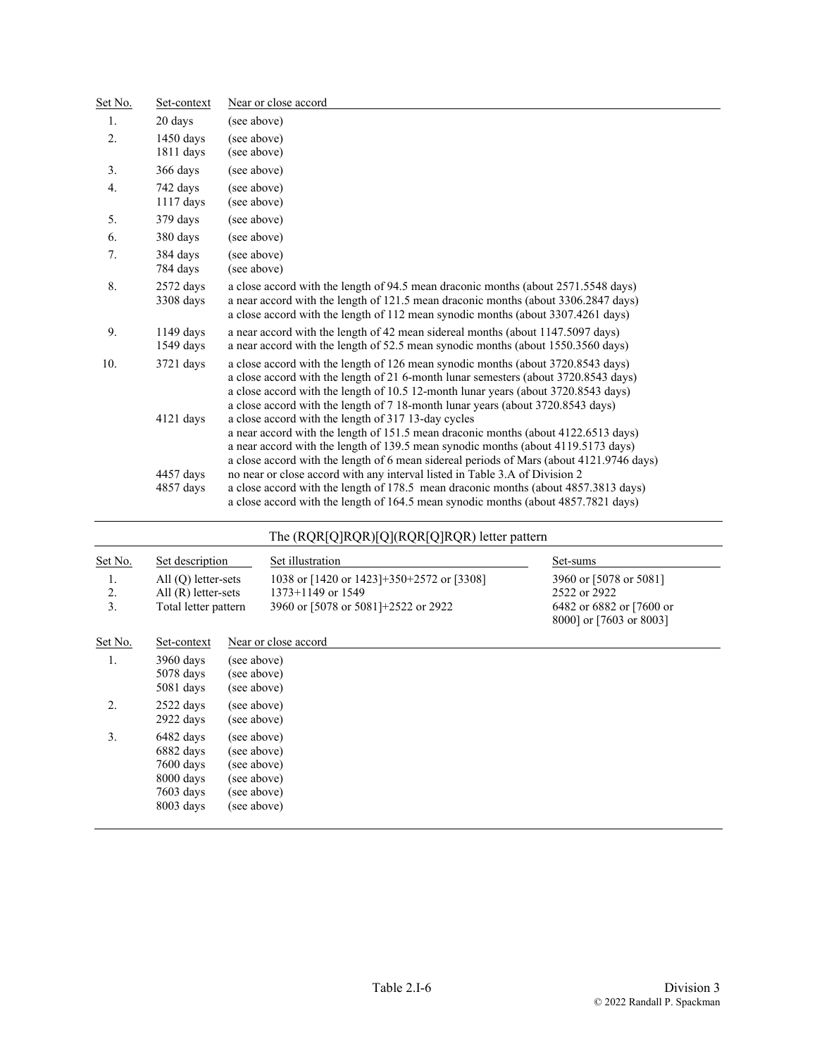| Set No. | Set-context | Near or close accord |
|---|---|---|
| 1. | 20 days | (see above) |
| 2. | 1450 days<br>1811 days | (see above)<br>(see above) |
| 3. | 366 days | (see above) |
| 4. | 742 days<br>1117 days | (see above)<br>(see above) |
| 5. | 379 days | (see above) |
| 6. | 380 days | (see above) |
| 7. | 384 days<br>784 days | (see above)<br>(see above) |
| 8. | 2572 days<br>3308 days | a close accord with the length of 94.5 mean draconic months (about 2571.5548 days)<br>a near accord with the length of 121.5 mean draconic months (about 3306.2847 days)<br>a close accord with the length of 112 mean synodic months (about 3307.4261 days) |
| 9. | 1149 days<br>1549 days | a near accord with the length of 42 mean sidereal months (about 1147.5097 days)<br>a near accord with the length of 52.5 mean synodic months (about 1550.3560 days) |
| 10. | 3721 days | a close accord with the length of 126 mean synodic months (about 3720.8543 days)<br>a close accord with the length of 21 6-month lunar semesters (about 3720.8543 days)<br>a close accord with the length of 10.5 12-month lunar years (about 3720.8543 days)<br>a close accord with the length of 7 18-month lunar years (about 3720.8543 days) |
| | 4121 days | a close accord with the length of 317 13-day cycles<br>a near accord with the length of 151.5 mean draconic months (about 4122.6513 days)<br>a near accord with the length of 139.5 mean synodic months (about 4119.5173 days)<br>a close accord with the length of 6 mean sidereal periods of Mars (about 4121.9746 days) |
| | 4457 days<br>4857 days | no near or close accord with any interval listed in Table 3.A of Division 2<br>a close accord with the length of 178.5 mean draconic months (about 4857.3813 days)<br>a close accord with the length of 164.5 mean synodic months (about 4857.7821 days) |

The (RQR[Q]RQR)[Q](RQR[Q]RQR) letter pattern

| Set No. | Set description | Set illustration | Set-sums |
|---|---|---|---|
| 1. | All (Q) letter-sets | 1038 or [1420 or 1423]+350+2572 or [3308] | 3960 or [5078 or 5081] |
| 2. | All (R) letter-sets | 1373+1149 or 1549 | 2522 or 2922 |
| 3. | Total letter pattern | 3960 or [5078 or 5081]+2522 or 2922 | 6482 or 6882 or [7600 or 8000] or [7603 or 8003] |

| Set No. | Set-context | Near or close accord |
|---|---|---|
| 1. | 3960 days<br>5078 days<br>5081 days | (see above)<br>(see above)<br>(see above) |
| 2. | 2522 days<br>2922 days | (see above)<br>(see above) |
| 3. | 6482 days<br>6882 days<br>7600 days<br>8000 days<br>7603 days<br>8003 days | (see above)<br>(see above)<br>(see above)<br>(see above)<br>(see above)<br>(see above) |

Table 2.I-6